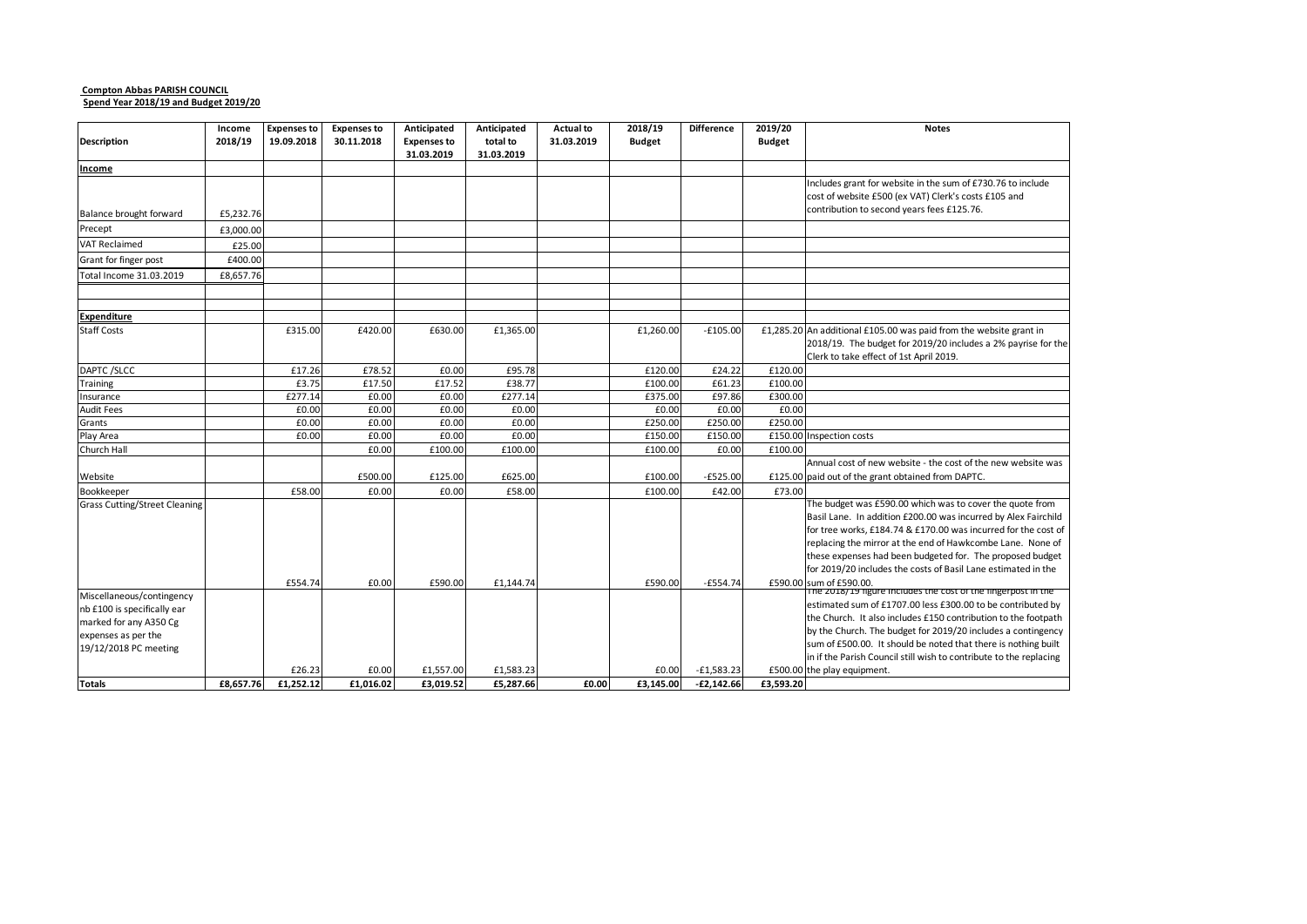**Compton Abbas PARISH COUNCIL**
**Spend Year 2018/19 and Budget 2019/20**

| Description | Income 2018/19 | Expenses to 19.09.2018 | Expenses to 30.11.2018 | Anticipated Expenses to 31.03.2019 | Anticipated total to 31.03.2019 | Actual to 31.03.2019 | 2018/19 Budget | Difference | 2019/20 Budget | Notes |
|---|---|---|---|---|---|---|---|---|---|---|
| **Income** | | | | | | | | | | |
| Balance brought forward | £5,232.76 | | | | | | | | | Includes grant for website in the sum of £730.76 to include cost of website £500 (ex VAT) Clerk's costs £105 and contribution to second years fees £125.76. |
| Precept | £3,000.00 | | | | | | | | | |
| VAT Reclaimed | £25.00 | | | | | | | | | |
| Grant for finger post | £400.00 | | | | | | | | | |
| Total Income 31.03.2019 | £8,657.76 | | | | | | | | | |
| | | | | | | | | | | |
| | | | | | | | | | | |
| **Expenditure** | | | | | | | | | | |
| Staff Costs | | £315.00 | £420.00 | £630.00 | £1,365.00 | | £1,260.00 | -£105.00 | £1,285.20 | An additional £105.00 was paid from the website grant in 2018/19. The budget for 2019/20 includes a 2% payrise for the Clerk to take effect of 1st April 2019. |
| DAPTC /SLCC | | £17.26 | £78.52 | £0.00 | £95.78 | | £120.00 | £24.22 | £120.00 | |
| Training | | £3.75 | £17.50 | £17.52 | £38.77 | | £100.00 | £61.23 | £100.00 | |
| Insurance | | £277.14 | £0.00 | £0.00 | £277.14 | | £375.00 | £97.86 | £300.00 | |
| Audit Fees | | £0.00 | £0.00 | £0.00 | £0.00 | | £0.00 | £0.00 | £0.00 | |
| Grants | | £0.00 | £0.00 | £0.00 | £0.00 | | £250.00 | £250.00 | £250.00 | |
| Play Area | | £0.00 | £0.00 | £0.00 | £0.00 | | £150.00 | £150.00 | £150.00 | Inspection costs |
| Church Hall | | | £0.00 | £100.00 | £100.00 | | £100.00 | £0.00 | £100.00 | |
| Website | | | £500.00 | £125.00 | £625.00 | | £100.00 | -£525.00 | £125.00 | Annual cost of new website - the cost of the new website was paid out of the grant obtained from DAPTC. |
| Bookkeeper | | £58.00 | £0.00 | £0.00 | £58.00 | | £100.00 | £42.00 | £73.00 | |
| Grass Cutting/Street Cleaning | | £554.74 | £0.00 | £590.00 | £1,144.74 | | £590.00 | -£554.74 | £590.00 | The budget was £590.00 which was to cover the quote from Basil Lane. In addition £200.00 was incurred by Alex Fairchild for tree works, £184.74 & £170.00 was incurred for the cost of replacing the mirror at the end of Hawkcombe Lane. None of these expenses had been budgeted for. The proposed budget for 2019/20 includes the costs of Basil Lane estimated in the sum of £590.00. |
| Miscellaneous/contingency nb £100 is specifically ear marked for any A350 Cg expenses as per the 19/12/2018 PC meeting | | £26.23 | £0.00 | £1,557.00 | £1,583.23 | | £0.00 | -£1,583.23 | £500.00 | The 2018/19 figure includes the cost of the fingerpost in the estimated sum of £1707.00 less £300.00 to be contributed by the Church. It also includes £150 contribution to the footpath by the Church. The budget for 2019/20 includes a contingency sum of £500.00. It should be noted that there is nothing built in if the Parish Council still wish to contribute to the replacing the play equipment. |
| **Totals** | **£8,657.76** | **£1,252.12** | **£1,016.02** | **£3,019.52** | **£5,287.66** | **£0.00** | **£3,145.00** | **-£2,142.66** | **£3,593.20** | |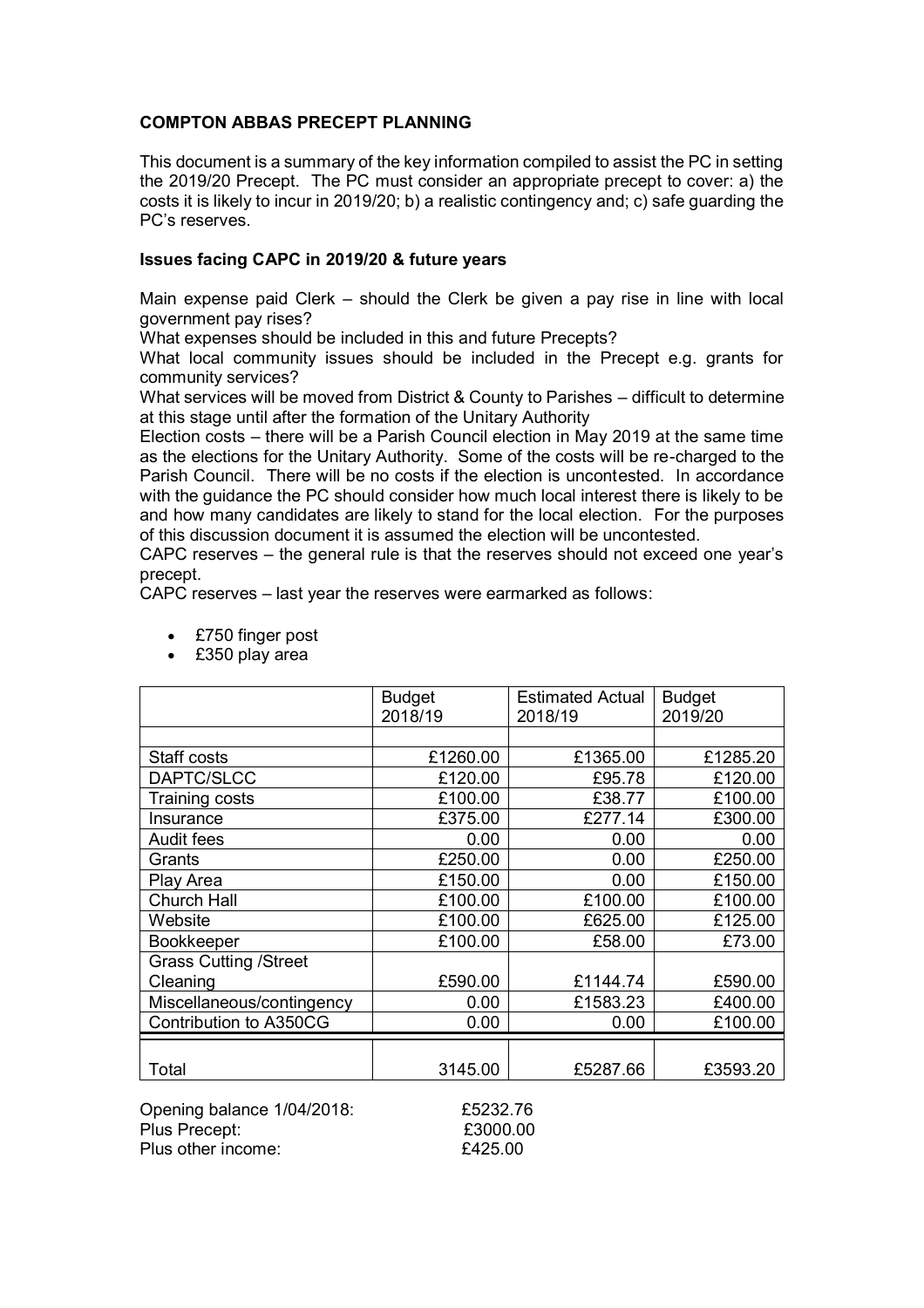**COMPTON ABBAS PRECEPT PLANNING**

This document is a summary of the key information compiled to assist the PC in setting the 2019/20 Precept. The PC must consider an appropriate precept to cover: a) the costs it is likely to incur in 2019/20; b) a realistic contingency and; c) safe guarding the PC's reserves.

**Issues facing CAPC in 2019/20 & future years**

Main expense paid Clerk – should the Clerk be given a pay rise in line with local government pay rises?
What expenses should be included in this and future Precepts?
What local community issues should be included in the Precept e.g. grants for community services?
What services will be moved from District & County to Parishes – difficult to determine at this stage until after the formation of the Unitary Authority
Election costs – there will be a Parish Council election in May 2019 at the same time as the elections for the Unitary Authority. Some of the costs will be re-charged to the Parish Council. There will be no costs if the election is uncontested. In accordance with the guidance the PC should consider how much local interest there is likely to be and how many candidates are likely to stand for the local election. For the purposes of this discussion document it is assumed the election will be uncontested.
CAPC reserves – the general rule is that the reserves should not exceed one year's precept.
CAPC reserves – last year the reserves were earmarked as follows:

- £750 finger post
- £350 play area

| | Budget 2018/19 | Estimated Actual 2018/19 | Budget 2019/20 |
|---|---|---|---|
| Staff costs | £1260.00 | £1365.00 | £1285.20 |
| DAPTC/SLCC | £120.00 | £95.78 | £120.00 |
| Training costs | £100.00 | £38.77 | £100.00 |
| Insurance | £375.00 | £277.14 | £300.00 |
| Audit fees | 0.00 | 0.00 | 0.00 |
| Grants | £250.00 | 0.00 | £250.00 |
| Play Area | £150.00 | 0.00 | £150.00 |
| Church Hall | £100.00 | £100.00 | £100.00 |
| Website | £100.00 | £625.00 | £125.00 |
| Bookkeeper | £100.00 | £58.00 | £73.00 |
| Grass Cutting /Street Cleaning | £590.00 | £1144.74 | £590.00 |
| Miscellaneous/contingency | 0.00 | £1583.23 | £400.00 |
| Contribution to A350CG | 0.00 | 0.00 | £100.00 |
| Total | 3145.00 | £5287.66 | £3593.20 |

Opening balance 1/04/2018: £5232.76
Plus Precept: £3000.00
Plus other income: £425.00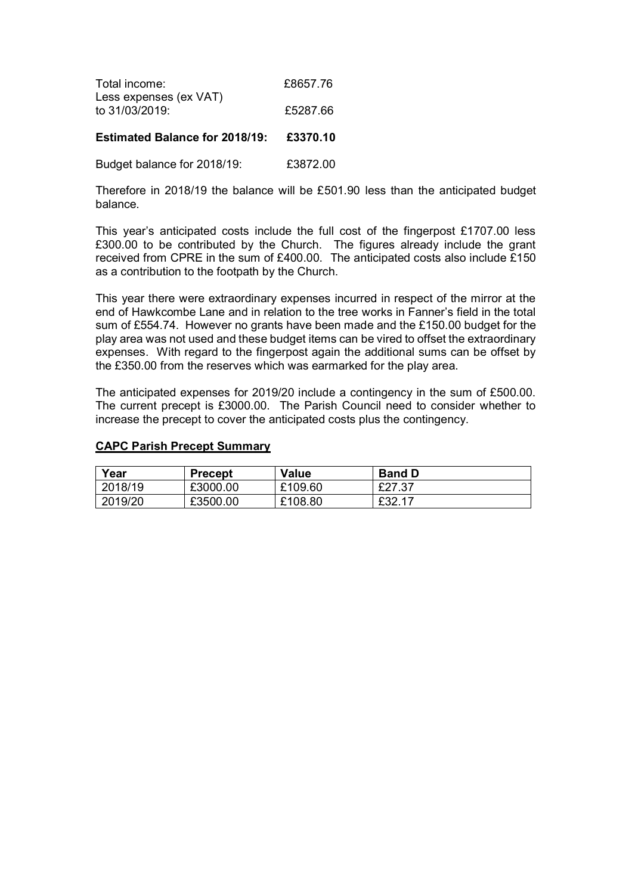| | |
|---|---|
| Total income: | £8657.76 |
| Less expenses (ex VAT) to 31/03/2019: | £5287.66 |
| **Estimated Balance for 2018/19:** | **£3370.10** |
| Budget balance for 2018/19: | £3872.00 |

Therefore in 2018/19 the balance will be £501.90 less than the anticipated budget balance.

This year's anticipated costs include the full cost of the fingerpost £1707.00 less £300.00 to be contributed by the Church. The figures already include the grant received from CPRE in the sum of £400.00. The anticipated costs also include £150 as a contribution to the footpath by the Church.

This year there were extraordinary expenses incurred in respect of the mirror at the end of Hawkcombe Lane and in relation to the tree works in Fanner's field in the total sum of £554.74. However no grants have been made and the £150.00 budget for the play area was not used and these budget items can be vired to offset the extraordinary expenses. With regard to the fingerpost again the additional sums can be offset by the £350.00 from the reserves which was earmarked for the play area.

The anticipated expenses for 2019/20 include a contingency in the sum of £500.00. The current precept is £3000.00. The Parish Council need to consider whether to increase the precept to cover the anticipated costs plus the contingency.

**CAPC Parish Precept Summary**

| Year | Precept | Value | Band D |
|---|---|---|---|
| 2018/19 | £3000.00 | £109.60 | £27.37 |
| 2019/20 | £3500.00 | £108.80 | £32.17 |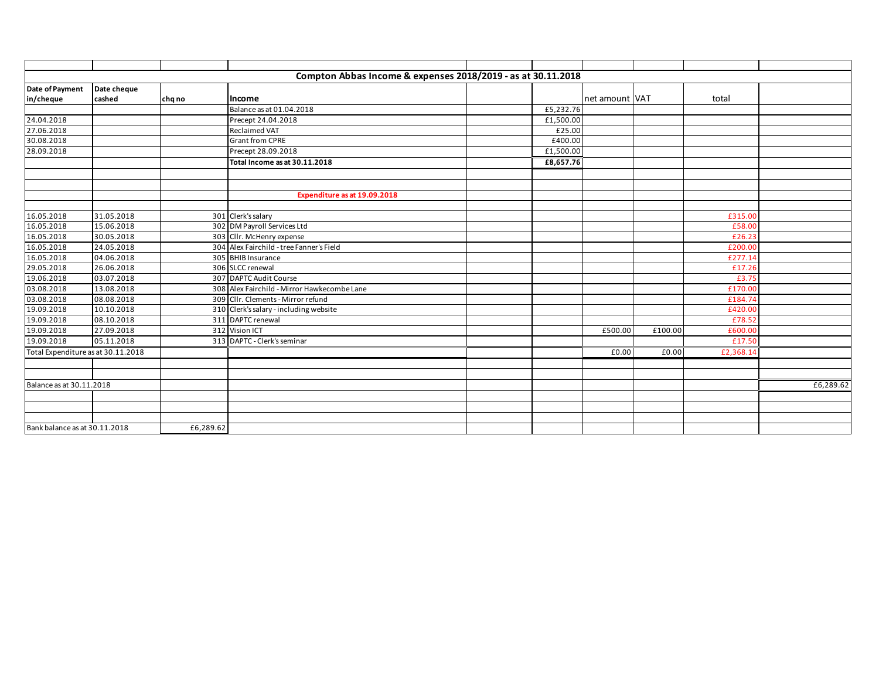| Date of Payment in/cheque | Date cheque cashed | chq no | Income | | | net amount | VAT | total | |
|---|---|---|---|---|---|---|---|---|---|
| **Compton Abbas Income & expenses 2018/2019 - as at 30.11.2018** | | | | | | | | | |
| | | | Balance as at 01.04.2018 | | £5,232.76 | | | | |
| 24.04.2018 | | | Precept 24.04.2018 | | £1,500.00 | | | | |
| 27.06.2018 | | | Reclaimed VAT | | £25.00 | | | | |
| 30.08.2018 | | | Grant from CPRE | | £400.00 | | | | |
| 28.09.2018 | | | Precept 28.09.2018 | | £1,500.00 | | | | |
| | | | **Total Income as at 30.11.2018** | | **£8,657.76** | | | | |
| | | | | | | | | | |
| | | | **Expenditure as at 19.09.2018** | | | | | | |
| | | | | | | | | | |
| 16.05.2018 | 31.05.2018 | 301 | Clerk's salary | | | | | £315.00 | |
| 16.05.2018 | 15.06.2018 | 302 | DM Payroll Services Ltd | | | | | £58.00 | |
| 16.05.2018 | 30.05.2018 | 303 | Cllr. McHenry expense | | | | | £26.23 | |
| 16.05.2018 | 24.05.2018 | 304 | Alex Fairchild - tree Fanner's Field | | | | | £200.00 | |
| 16.05.2018 | 04.06.2018 | 305 | BHIB Insurance | | | | | £277.14 | |
| 29.05.2018 | 26.06.2018 | 306 | SLCC renewal | | | | | £17.26 | |
| 19.06.2018 | 03.07.2018 | 307 | DAPTC Audit Course | | | | | £3.75 | |
| 03.08.2018 | 13.08.2018 | 308 | Alex Fairchild - Mirror Hawkecombe Lane | | | | | £170.00 | |
| 03.08.2018 | 08.08.2018 | 309 | Cllr. Clements - Mirror refund | | | | | £184.74 | |
| 19.09.2018 | 10.10.2018 | 310 | Clerk's salary - including website | | | | | £420.00 | |
| 19.09.2018 | 08.10.2018 | 311 | DAPTC renewal | | | | | £78.52 | |
| 19.09.2018 | 27.09.2018 | 312 | Vision ICT | | | £500.00 | £100.00 | £600.00 | |
| 19.09.2018 | 05.11.2018 | 313 | DAPTC - Clerk's seminar | | | | | £17.50 | |
| Total Expenditure as at 30.11.2018 | | | | | | £0.00 | £0.00 | £2,368.14 | |
| | | | | | | | | | |
| Balance as at 30.11.2018 | | | | | | | | | £6,289.62 |
| | | | | | | | | | |
| Bank balance as at 30.11.2018 | | £6,289.62 | | | | | | | |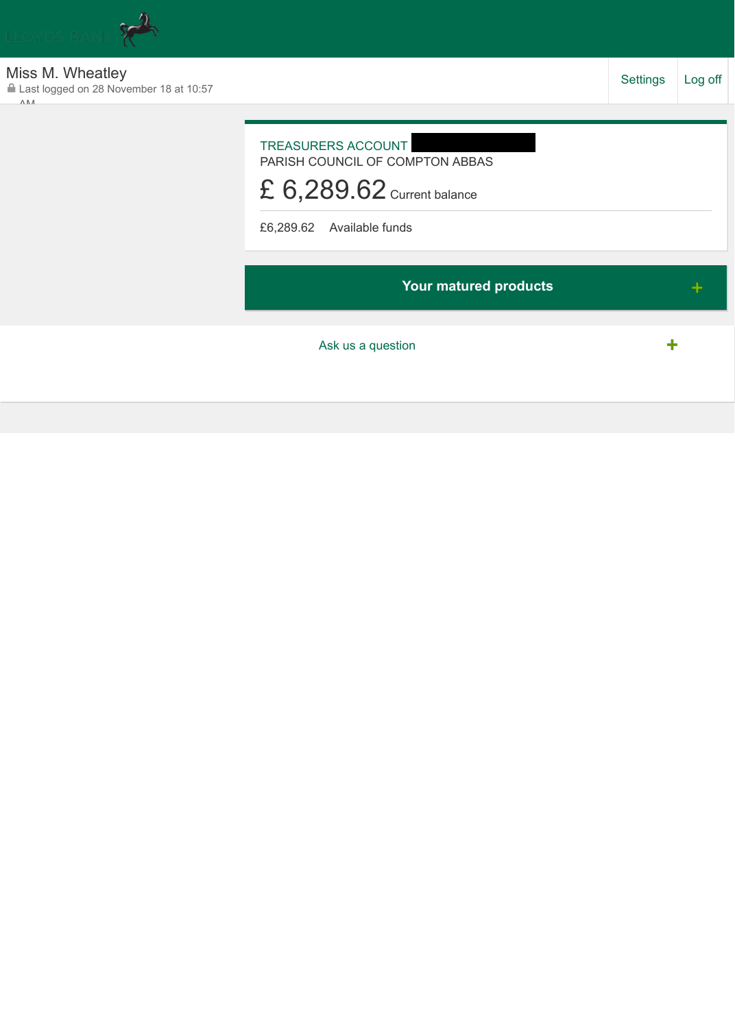LLOYDS BANK

Miss M. Wheatley

Last logged on 28 November 18 at 10:57 AM

Settings | Log off

TREASURERS ACCOUNT

PARISH COUNCIL OF COMPTON ABBAS

£ 6,289.62 Current balance

£6,289.62 Available funds

**Your matured products** +

Ask us a question +